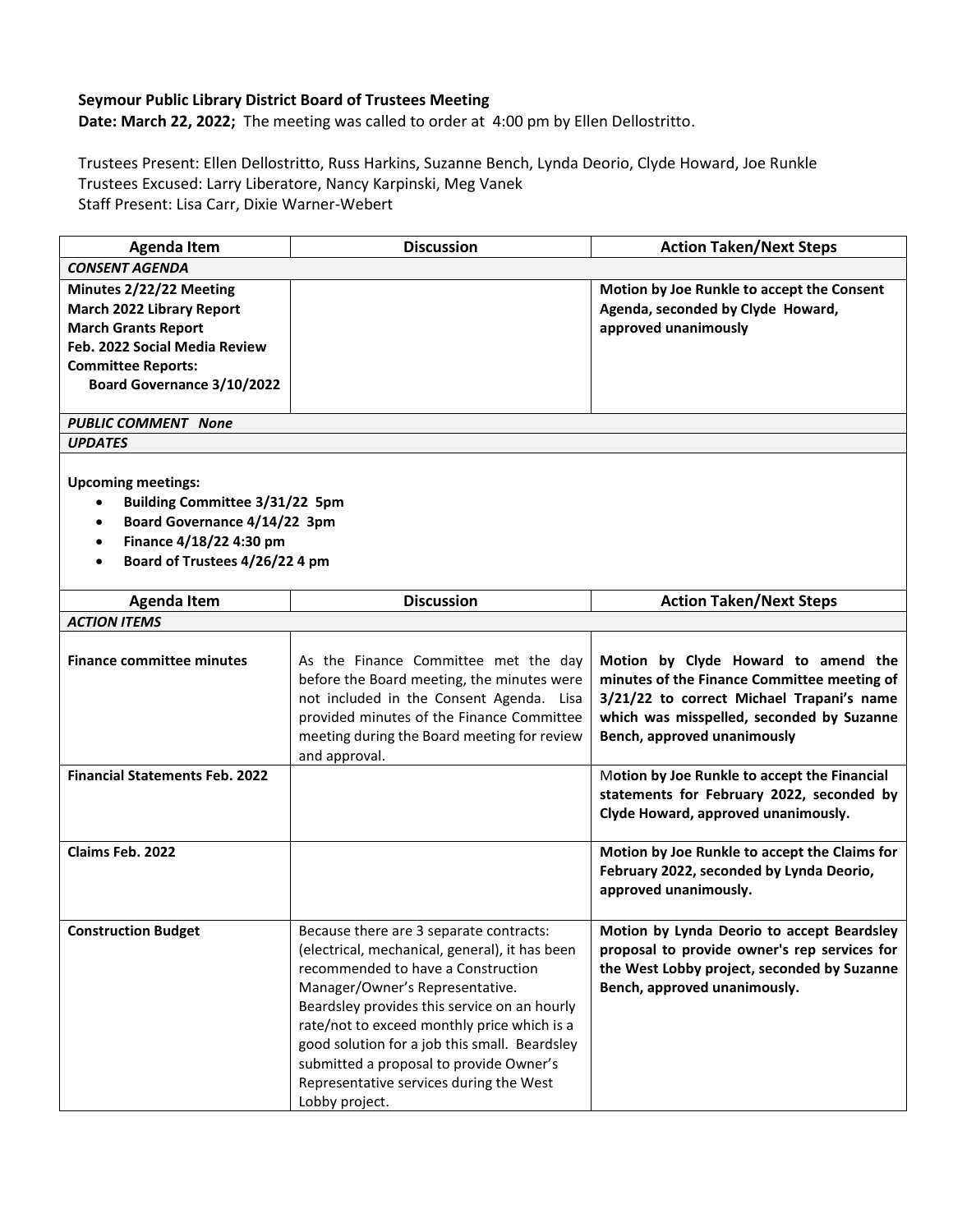**Seymour Public Library District Board of Trustees Meeting**
**Date: March 22, 2022;** The meeting was called to order at 4:00 pm by Ellen Dellostritto.

Trustees Present: Ellen Dellostritto, Russ Harkins, Suzanne Bench, Lynda Deorio, Clyde Howard, Joe Runkle
Trustees Excused: Larry Liberatore, Nancy Karpinski, Meg Vanek
Staff Present: Lisa Carr, Dixie Warner-Webert

| Agenda Item | Discussion | Action Taken/Next Steps |
|---|---|---|
| ***CONSENT AGENDA*** | | |
| **Minutes 2/22/22 Meeting**<br>**March 2022 Library Report**<br>**March Grants Report**<br>**Feb. 2022 Social Media Review**<br>**Committee Reports:**<br>**Board Governance 3/10/2022** | | **Motion by Joe Runkle to accept the Consent Agenda, seconded by Clyde Howard, approved unanimously** |
| ***PUBLIC COMMENT None*** | | |
| ***UPDATES*** | | |

**Upcoming meetings:**

- **Building Committee 3/31/22 5pm**
- **Board Governance 4/14/22 3pm**
- **Finance 4/18/22 4:30 pm**
- **Board of Trustees 4/26/22 4 pm**

| Agenda Item | Discussion | Action Taken/Next Steps |
|---|---|---|
| ***ACTION ITEMS*** | | |
| **Finance committee minutes** | As the Finance Committee met the day before the Board meeting, the minutes were not included in the Consent Agenda. Lisa provided minutes of the Finance Committee meeting during the Board meeting for review and approval. | **Motion by Clyde Howard to amend the minutes of the Finance Committee meeting of 3/21/22 to correct Michael Trapani's name which was misspelled, seconded by Suzanne Bench, approved unanimously** |
| **Financial Statements Feb. 2022** | | **Motion by Joe Runkle to accept the Financial statements for February 2022, seconded by Clyde Howard, approved unanimously.** |
| **Claims Feb. 2022** | | **Motion by Joe Runkle to accept the Claims for February 2022, seconded by Lynda Deorio, approved unanimously.** |
| **Construction Budget** | Because there are 3 separate contracts: (electrical, mechanical, general), it has been recommended to have a Construction Manager/Owner's Representative. Beardsley provides this service on an hourly rate/not to exceed monthly price which is a good solution for a job this small. Beardsley submitted a proposal to provide Owner's Representative services during the West Lobby project. | **Motion by Lynda Deorio to accept Beardsley proposal to provide owner's rep services for the West Lobby project, seconded by Suzanne Bench, approved unanimously.** |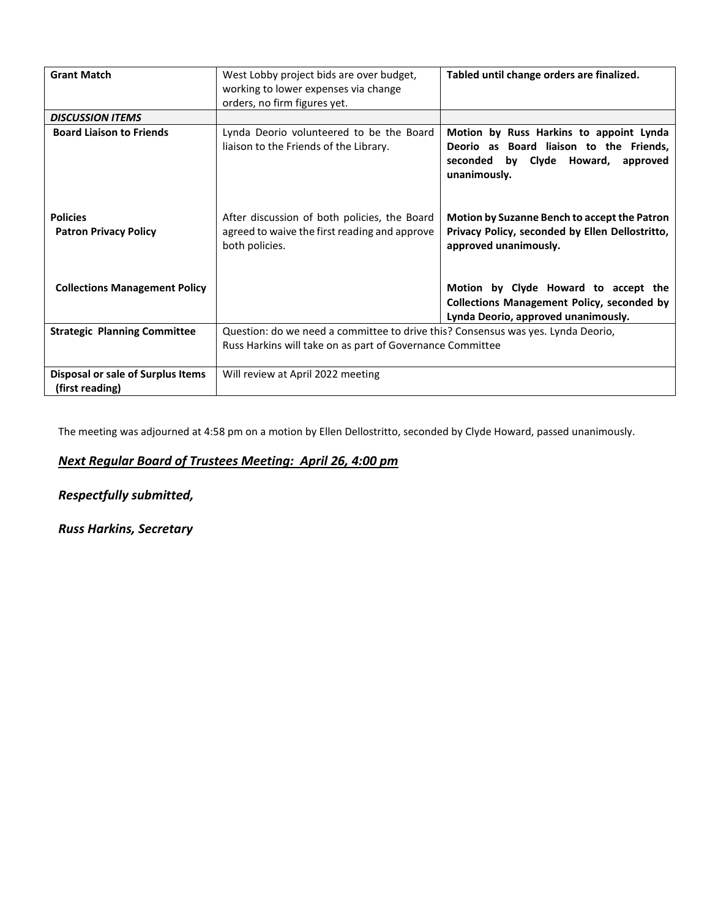| | | |
|---|---|---|
| **Grant Match** | West Lobby project bids are over budget, working to lower expenses via change orders, no firm figures yet. | **Tabled until change orders are finalized.** |
| ***DISCUSSION ITEMS*** | | |
| **Board Liaison to Friends** | Lynda Deorio volunteered to be the Board liaison to the Friends of the Library. | **Motion by Russ Harkins to appoint Lynda Deorio as Board liaison to the Friends, seconded by Clyde Howard, approved unanimously.** |
| **Policies**<br>**Patron Privacy Policy** | After discussion of both policies, the Board agreed to waive the first reading and approve both policies. | **Motion by Suzanne Bench to accept the Patron Privacy Policy, seconded by Ellen Dellostritto, approved unanimously.** |
| **Collections Management Policy** | | **Motion by Clyde Howard to accept the Collections Management Policy, seconded by Lynda Deorio, approved unanimously.** |
| **Strategic Planning Committee** | Question: do we need a committee to drive this? Consensus was yes. Lynda Deorio, Russ Harkins will take on as part of Governance Committee | |
| **Disposal or sale of Surplus Items (first reading)** | Will review at April 2022 meeting | |

The meeting was adjourned at 4:58 pm on a motion by Ellen Dellostritto, seconded by Clyde Howard, passed unanimously.

***<u>Next Regular Board of Trustees Meeting: April 26, 4:00 pm</u>***

***Respectfully submitted,***

***Russ Harkins, Secretary***